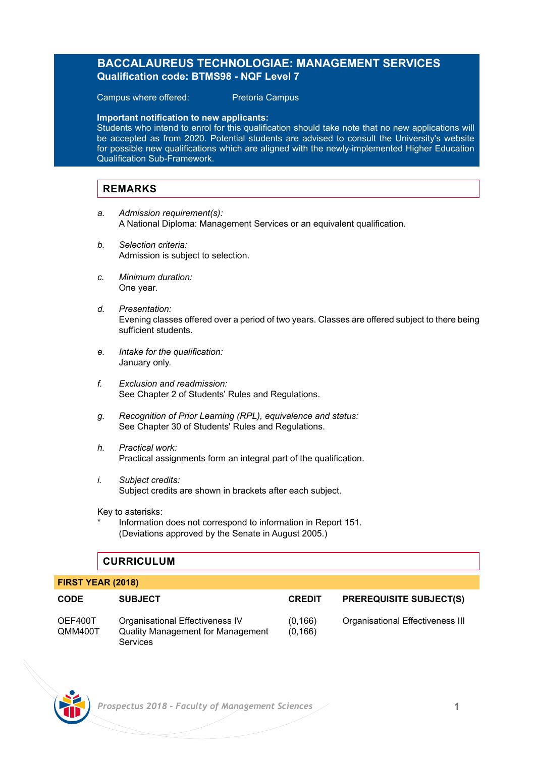# BACCALAUREUS TECHNOLOGIAE: MANAGEMENT SERVICES

**Qualification code: BTMS98 - NQF Level 7**

Campus where offered: Pretoria Campus

**Important notification to new applicants:**
Students who intend to enrol for this qualification should take note that no new applications will be accepted as from 2020. Potential students are advised to consult the University's website for possible new qualifications which are aligned with the newly-implemented Higher Education Qualification Sub-Framework.

## REMARKS

a. *Admission requirement(s):*
A National Diploma: Management Services or an equivalent qualification.

b. *Selection criteria:*
Admission is subject to selection.

c. *Minimum duration:*
One year.

d. *Presentation:*
Evening classes offered over a period of two years. Classes are offered subject to there being sufficient students.

e. *Intake for the qualification:*
January only.

f. *Exclusion and readmission:*
See Chapter 2 of Students' Rules and Regulations.

g. *Recognition of Prior Learning (RPL), equivalence and status:*
See Chapter 30 of Students' Rules and Regulations.

h. *Practical work:*
Practical assignments form an integral part of the qualification.

i. *Subject credits:*
Subject credits are shown in brackets after each subject.

Key to asterisks:
\* Information does not correspond to information in Report 151. (Deviations approved by the Senate in August 2005.)

## CURRICULUM

**FIRST YEAR (2018)**

| CODE | SUBJECT | CREDIT | PREREQUISITE SUBJECT(S) |
|---|---|---|---|
| OEF400T | Organisational Effectiveness IV | (0,166) | Organisational Effectiveness III |
| QMM400T | Quality Management for Management Services | (0,166) | |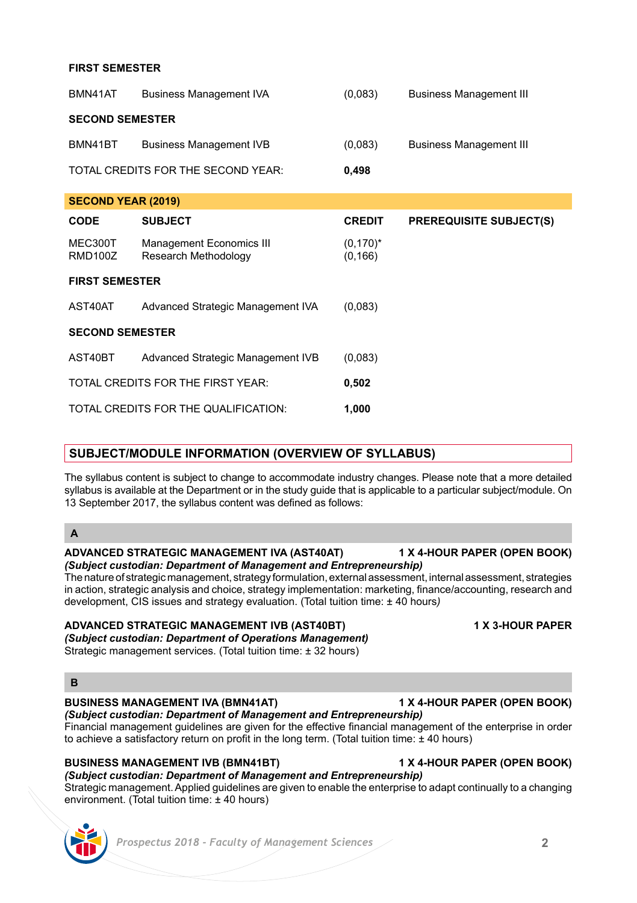| CODE | SUBJECT | CREDIT | PREREQUISITE SUBJECT(S) |
|---|---|---|---|
| **FIRST SEMESTER** | | | |
| BMN41AT | Business Management IVA | (0,083) | Business Management III |
| **SECOND SEMESTER** | | | |
| BMN41BT | Business Management IVB | (0,083) | Business Management III |
| TOTAL CREDITS FOR THE SECOND YEAR: | | **0,498** | |

**SECOND YEAR (2019)**

| CODE | SUBJECT | CREDIT | PREREQUISITE SUBJECT(S) |
|---|---|---|---|
| MEC300T | Management Economics III | (0,170)* | |
| RMD100Z | Research Methodology | (0,166) | |
| **FIRST SEMESTER** | | | |
| AST40AT | Advanced Strategic Management IVA | (0,083) | |
| **SECOND SEMESTER** | | | |
| AST40BT | Advanced Strategic Management IVB | (0,083) | |
| TOTAL CREDITS FOR THE FIRST YEAR: | | **0,502** | |
| TOTAL CREDITS FOR THE QUALIFICATION: | | **1,000** | |

## SUBJECT/MODULE INFORMATION (OVERVIEW OF SYLLABUS)

The syllabus content is subject to change to accommodate industry changes. Please note that a more detailed syllabus is available at the Department or in the study guide that is applicable to a particular subject/module. On 13 September 2017, the syllabus content was defined as follows:

### A

**ADVANCED STRATEGIC MANAGEMENT IVA (AST40AT)** — **1 X 4-HOUR PAPER (OPEN BOOK)**
***(Subject custodian: Department of Management and Entrepreneurship)***
The nature of strategic management, strategy formulation, external assessment, internal assessment, strategies in action, strategic analysis and choice, strategy implementation: marketing, finance/accounting, research and development, CIS issues and strategy evaluation. (Total tuition time: ± 40 hours)

**ADVANCED STRATEGIC MANAGEMENT IVB (AST40BT)** — **1 X 3-HOUR PAPER**
***(Subject custodian: Department of Operations Management)***
Strategic management services. (Total tuition time: ± 32 hours)

### B

**BUSINESS MANAGEMENT IVA (BMN41AT)** — **1 X 4-HOUR PAPER (OPEN BOOK)**
***(Subject custodian: Department of Management and Entrepreneurship)***
Financial management guidelines are given for the effective financial management of the enterprise in order to achieve a satisfactory return on profit in the long term. (Total tuition time: ± 40 hours)

**BUSINESS MANAGEMENT IVB (BMN41BT)** — **1 X 4-HOUR PAPER (OPEN BOOK)**
***(Subject custodian: Department of Management and Entrepreneurship)***
Strategic management. Applied guidelines are given to enable the enterprise to adapt continually to a changing environment. (Total tuition time: ± 40 hours)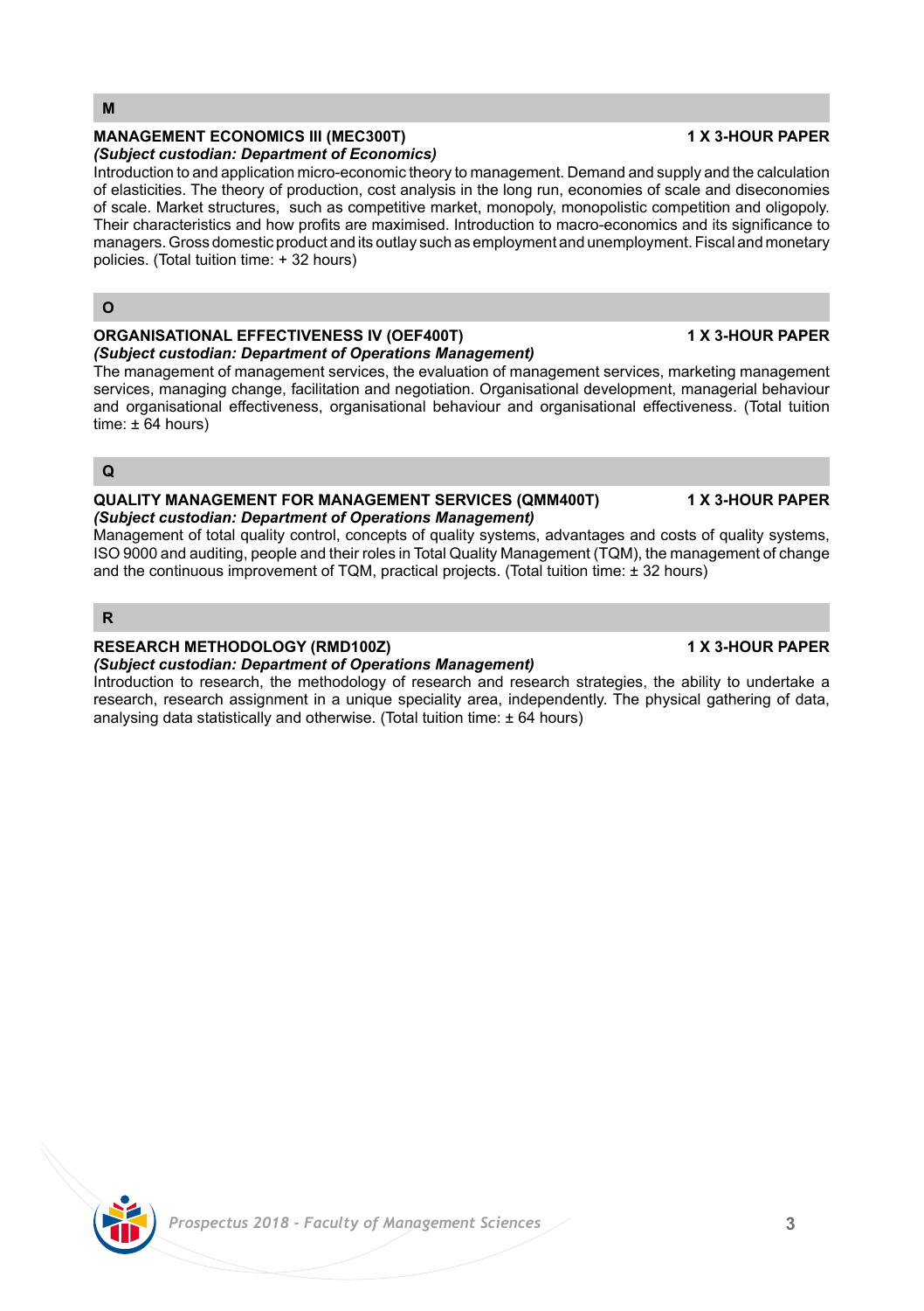## M

### MANAGEMENT ECONOMICS III (MEC300T) 1 X 3-HOUR PAPER

***(Subject custodian: Department of Economics)***

Introduction to and application micro-economic theory to management. Demand and supply and the calculation of elasticities. The theory of production, cost analysis in the long run, economies of scale and diseconomies of scale. Market structures, such as competitive market, monopoly, monopolistic competition and oligopoly. Their characteristics and how profits are maximised. Introduction to macro-economics and its significance to managers. Gross domestic product and its outlay such as employment and unemployment. Fiscal and monetary policies. (Total tuition time: + 32 hours)

## O

### ORGANISATIONAL EFFECTIVENESS IV (OEF400T) 1 X 3-HOUR PAPER

***(Subject custodian: Department of Operations Management)***

The management of management services, the evaluation of management services, marketing management services, managing change, facilitation and negotiation. Organisational development, managerial behaviour and organisational effectiveness, organisational behaviour and organisational effectiveness. (Total tuition time: ± 64 hours)

## Q

### QUALITY MANAGEMENT FOR MANAGEMENT SERVICES (QMM400T) 1 X 3-HOUR PAPER

***(Subject custodian: Department of Operations Management)***

Management of total quality control, concepts of quality systems, advantages and costs of quality systems, ISO 9000 and auditing, people and their roles in Total Quality Management (TQM), the management of change and the continuous improvement of TQM, practical projects. (Total tuition time: ± 32 hours)

## R

### RESEARCH METHODOLOGY (RMD100Z) 1 X 3-HOUR PAPER

***(Subject custodian: Department of Operations Management)***

Introduction to research, the methodology of research and research strategies, the ability to undertake a research, research assignment in a unique speciality area, independently. The physical gathering of data, analysing data statistically and otherwise. (Total tuition time: ± 64 hours)